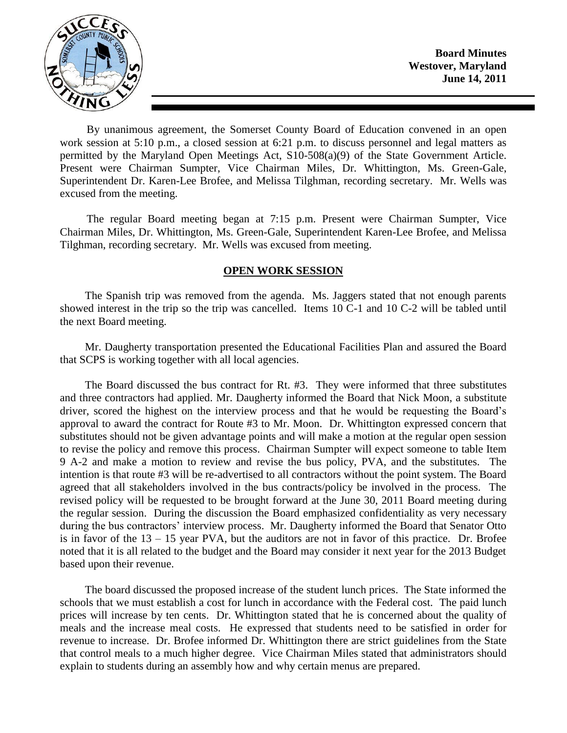**Board Minutes**
**Westover, Maryland**
**June 14, 2011**

By unanimous agreement, the Somerset County Board of Education convened in an open work session at 5:10 p.m., a closed session at 6:21 p.m. to discuss personnel and legal matters as permitted by the Maryland Open Meetings Act, S10-508(a)(9) of the State Government Article. Present were Chairman Sumpter, Vice Chairman Miles, Dr. Whittington, Ms. Green-Gale, Superintendent Dr. Karen-Lee Brofee, and Melissa Tilghman, recording secretary. Mr. Wells was excused from the meeting.

The regular Board meeting began at 7:15 p.m. Present were Chairman Sumpter, Vice Chairman Miles, Dr. Whittington, Ms. Green-Gale, Superintendent Karen-Lee Brofee, and Melissa Tilghman, recording secretary. Mr. Wells was excused from meeting.

## OPEN WORK SESSION

The Spanish trip was removed from the agenda. Ms. Jaggers stated that not enough parents showed interest in the trip so the trip was cancelled. Items 10 C-1 and 10 C-2 will be tabled until the next Board meeting.

Mr. Daugherty transportation presented the Educational Facilities Plan and assured the Board that SCPS is working together with all local agencies.

The Board discussed the bus contract for Rt. #3. They were informed that three substitutes and three contractors had applied. Mr. Daugherty informed the Board that Nick Moon, a substitute driver, scored the highest on the interview process and that he would be requesting the Board's approval to award the contract for Route #3 to Mr. Moon. Dr. Whittington expressed concern that substitutes should not be given advantage points and will make a motion at the regular open session to revise the policy and remove this process. Chairman Sumpter will expect someone to table Item 9 A-2 and make a motion to review and revise the bus policy, PVA, and the substitutes. The intention is that route #3 will be re-advertised to all contractors without the point system. The Board agreed that all stakeholders involved in the bus contracts/policy be involved in the process. The revised policy will be requested to be brought forward at the June 30, 2011 Board meeting during the regular session. During the discussion the Board emphasized confidentiality as very necessary during the bus contractors' interview process. Mr. Daugherty informed the Board that Senator Otto is in favor of the 13 – 15 year PVA, but the auditors are not in favor of this practice. Dr. Brofee noted that it is all related to the budget and the Board may consider it next year for the 2013 Budget based upon their revenue.

The board discussed the proposed increase of the student lunch prices. The State informed the schools that we must establish a cost for lunch in accordance with the Federal cost. The paid lunch prices will increase by ten cents. Dr. Whittington stated that he is concerned about the quality of meals and the increase meal costs. He expressed that students need to be satisfied in order for revenue to increase. Dr. Brofee informed Dr. Whittington there are strict guidelines from the State that control meals to a much higher degree. Vice Chairman Miles stated that administrators should explain to students during an assembly how and why certain menus are prepared.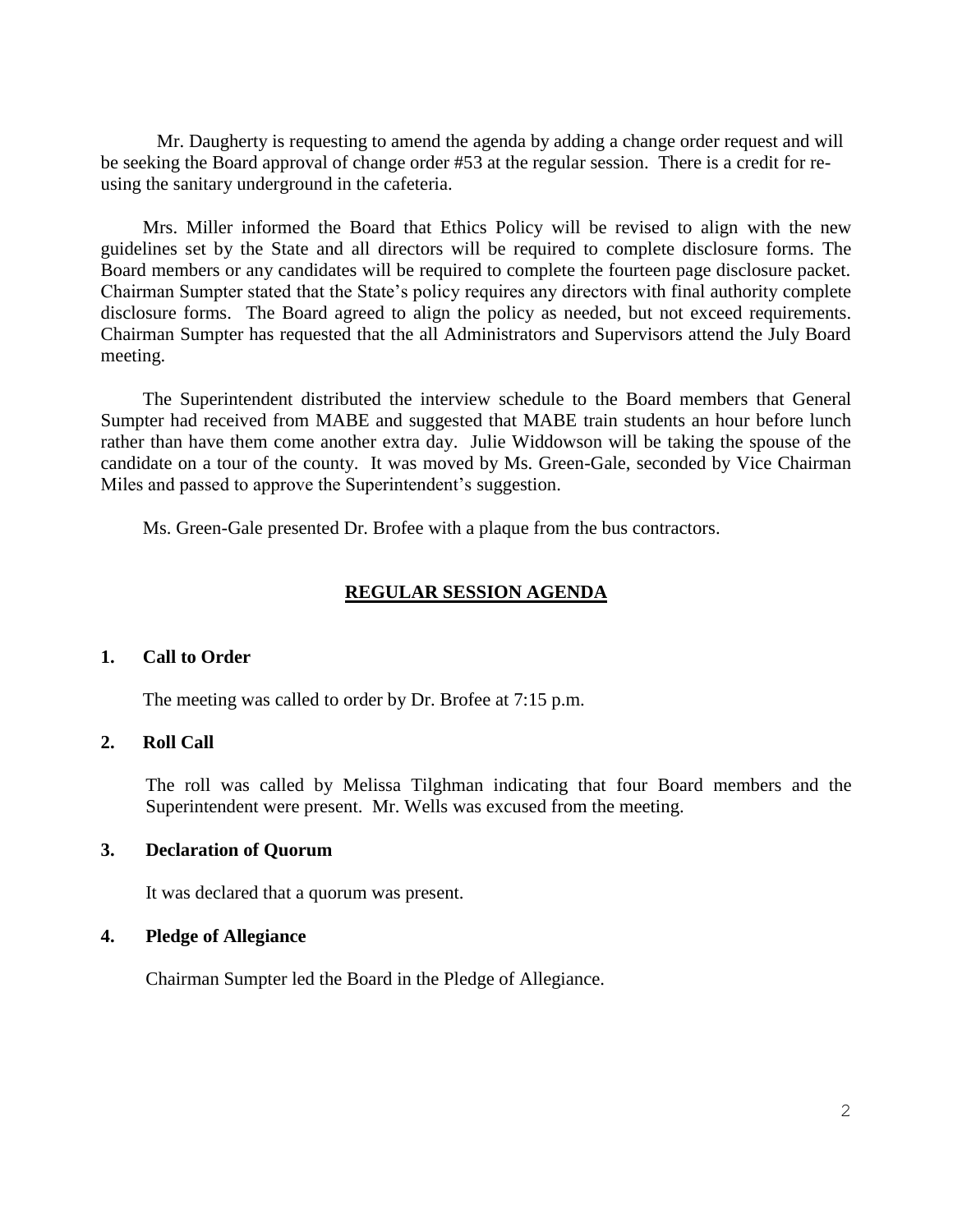Mr. Daugherty is requesting to amend the agenda by adding a change order request and will be seeking the Board approval of change order #53 at the regular session. There is a credit for re-using the sanitary underground in the cafeteria.

Mrs. Miller informed the Board that Ethics Policy will be revised to align with the new guidelines set by the State and all directors will be required to complete disclosure forms. The Board members or any candidates will be required to complete the fourteen page disclosure packet. Chairman Sumpter stated that the State's policy requires any directors with final authority complete disclosure forms. The Board agreed to align the policy as needed, but not exceed requirements. Chairman Sumpter has requested that the all Administrators and Supervisors attend the July Board meeting.

The Superintendent distributed the interview schedule to the Board members that General Sumpter had received from MABE and suggested that MABE train students an hour before lunch rather than have them come another extra day. Julie Widdowson will be taking the spouse of the candidate on a tour of the county. It was moved by Ms. Green-Gale, seconded by Vice Chairman Miles and passed to approve the Superintendent's suggestion.

Ms. Green-Gale presented Dr. Brofee with a plaque from the bus contractors.

## REGULAR SESSION AGENDA

### 1. Call to Order

The meeting was called to order by Dr. Brofee at 7:15 p.m.

### 2. Roll Call

The roll was called by Melissa Tilghman indicating that four Board members and the Superintendent were present. Mr. Wells was excused from the meeting.

### 3. Declaration of Quorum

It was declared that a quorum was present.

### 4. Pledge of Allegiance

Chairman Sumpter led the Board in the Pledge of Allegiance.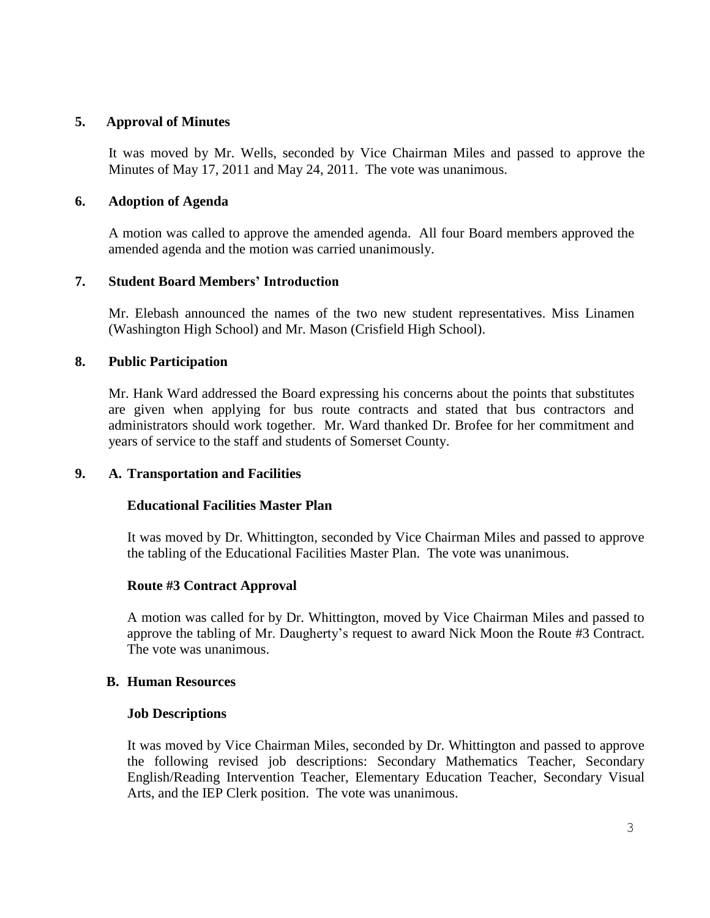## 5. Approval of Minutes

It was moved by Mr. Wells, seconded by Vice Chairman Miles and passed to approve the Minutes of May 17, 2011 and May 24, 2011. The vote was unanimous.

## 6. Adoption of Agenda

A motion was called to approve the amended agenda. All four Board members approved the amended agenda and the motion was carried unanimously.

## 7. Student Board Members' Introduction

Mr. Elebash announced the names of the two new student representatives. Miss Linamen (Washington High School) and Mr. Mason (Crisfield High School).

## 8. Public Participation

Mr. Hank Ward addressed the Board expressing his concerns about the points that substitutes are given when applying for bus route contracts and stated that bus contractors and administrators should work together. Mr. Ward thanked Dr. Brofee for her commitment and years of service to the staff and students of Somerset County.

## 9. A. Transportation and Facilities

### Educational Facilities Master Plan

It was moved by Dr. Whittington, seconded by Vice Chairman Miles and passed to approve the tabling of the Educational Facilities Master Plan. The vote was unanimous.

### Route #3 Contract Approval

A motion was called for by Dr. Whittington, moved by Vice Chairman Miles and passed to approve the tabling of Mr. Daugherty's request to award Nick Moon the Route #3 Contract. The vote was unanimous.

## B. Human Resources

### Job Descriptions

It was moved by Vice Chairman Miles, seconded by Dr. Whittington and passed to approve the following revised job descriptions: Secondary Mathematics Teacher, Secondary English/Reading Intervention Teacher, Elementary Education Teacher, Secondary Visual Arts, and the IEP Clerk position. The vote was unanimous.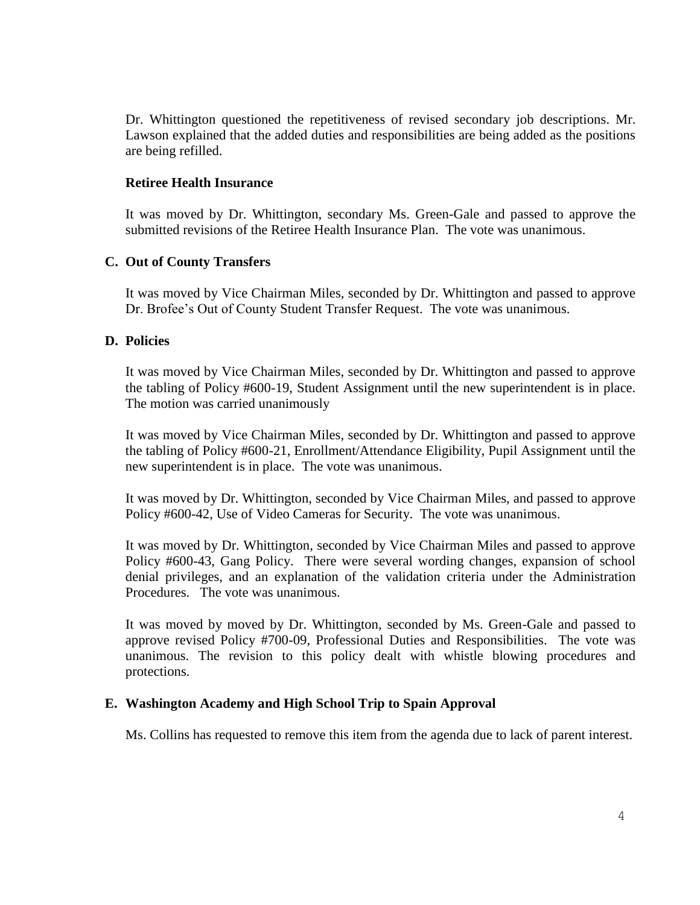Dr. Whittington questioned the repetitiveness of revised secondary job descriptions. Mr. Lawson explained that the added duties and responsibilities are being added as the positions are being refilled.

**Retiree Health Insurance**

It was moved by Dr. Whittington, secondary Ms. Green-Gale and passed to approve the submitted revisions of the Retiree Health Insurance Plan. The vote was unanimous.

**C. Out of County Transfers**

It was moved by Vice Chairman Miles, seconded by Dr. Whittington and passed to approve Dr. Brofee's Out of County Student Transfer Request. The vote was unanimous.

**D. Policies**

It was moved by Vice Chairman Miles, seconded by Dr. Whittington and passed to approve the tabling of Policy #600-19, Student Assignment until the new superintendent is in place. The motion was carried unanimously

It was moved by Vice Chairman Miles, seconded by Dr. Whittington and passed to approve the tabling of Policy #600-21, Enrollment/Attendance Eligibility, Pupil Assignment until the new superintendent is in place. The vote was unanimous.

It was moved by Dr. Whittington, seconded by Vice Chairman Miles, and passed to approve Policy #600-42, Use of Video Cameras for Security. The vote was unanimous.

It was moved by Dr. Whittington, seconded by Vice Chairman Miles and passed to approve Policy #600-43, Gang Policy. There were several wording changes, expansion of school denial privileges, and an explanation of the validation criteria under the Administration Procedures. The vote was unanimous.

It was moved by moved by Dr. Whittington, seconded by Ms. Green-Gale and passed to approve revised Policy #700-09, Professional Duties and Responsibilities. The vote was unanimous. The revision to this policy dealt with whistle blowing procedures and protections.

**E. Washington Academy and High School Trip to Spain Approval**

Ms. Collins has requested to remove this item from the agenda due to lack of parent interest.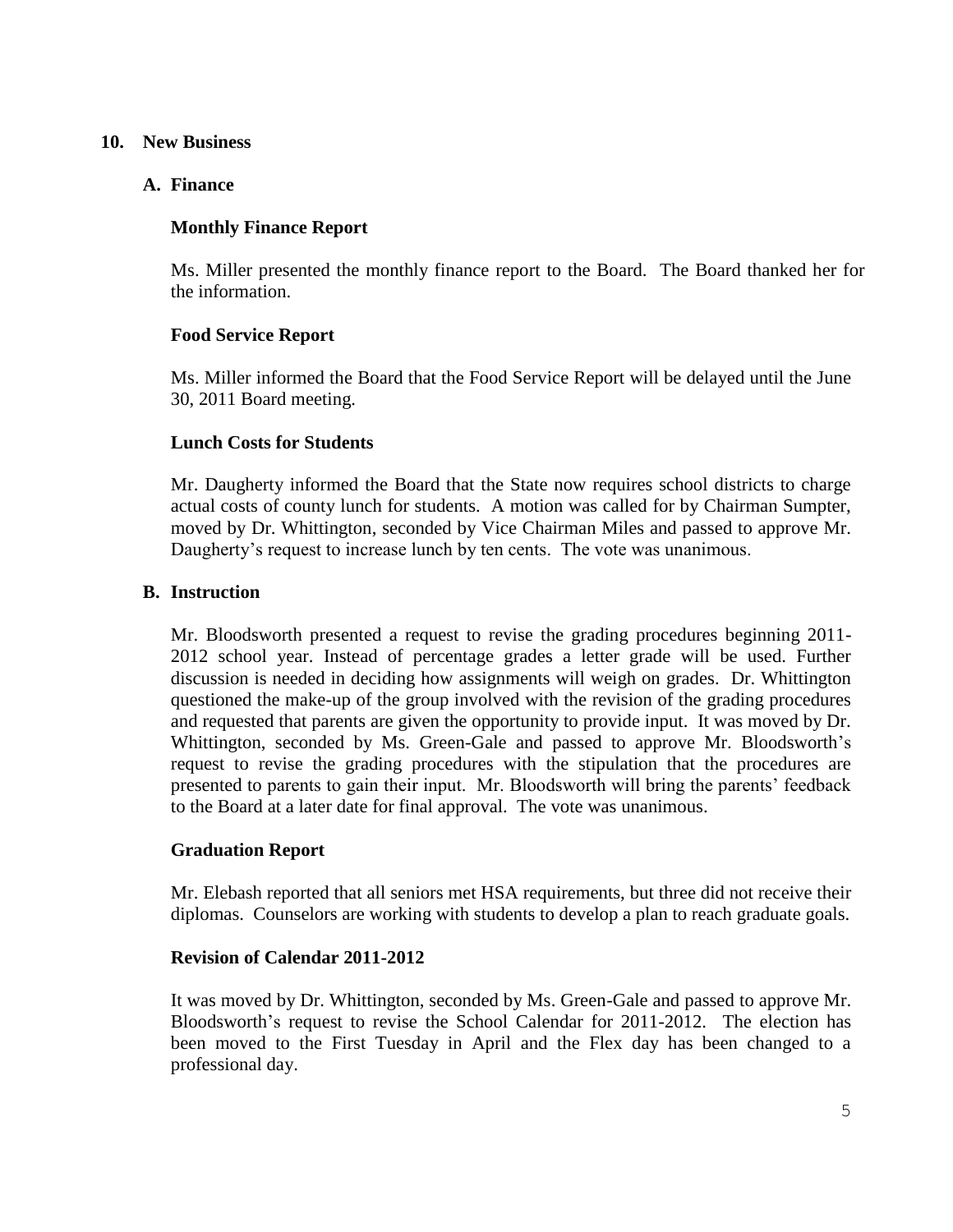## 10. New Business

### A. Finance

#### Monthly Finance Report

Ms. Miller presented the monthly finance report to the Board. The Board thanked her for the information.

#### Food Service Report

Ms. Miller informed the Board that the Food Service Report will be delayed until the June 30, 2011 Board meeting.

#### Lunch Costs for Students

Mr. Daugherty informed the Board that the State now requires school districts to charge actual costs of county lunch for students. A motion was called for by Chairman Sumpter, moved by Dr. Whittington, seconded by Vice Chairman Miles and passed to approve Mr. Daugherty's request to increase lunch by ten cents. The vote was unanimous.

### B. Instruction

Mr. Bloodsworth presented a request to revise the grading procedures beginning 2011-2012 school year. Instead of percentage grades a letter grade will be used. Further discussion is needed in deciding how assignments will weigh on grades. Dr. Whittington questioned the make-up of the group involved with the revision of the grading procedures and requested that parents are given the opportunity to provide input. It was moved by Dr. Whittington, seconded by Ms. Green-Gale and passed to approve Mr. Bloodsworth's request to revise the grading procedures with the stipulation that the procedures are presented to parents to gain their input. Mr. Bloodsworth will bring the parents' feedback to the Board at a later date for final approval. The vote was unanimous.

#### Graduation Report

Mr. Elebash reported that all seniors met HSA requirements, but three did not receive their diplomas. Counselors are working with students to develop a plan to reach graduate goals.

#### Revision of Calendar 2011-2012

It was moved by Dr. Whittington, seconded by Ms. Green-Gale and passed to approve Mr. Bloodsworth's request to revise the School Calendar for 2011-2012. The election has been moved to the First Tuesday in April and the Flex day has been changed to a professional day.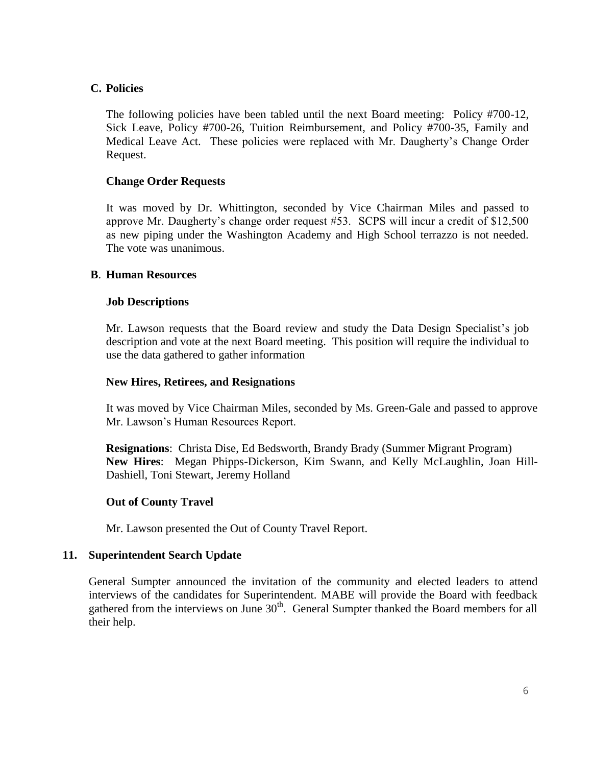### C. Policies

The following policies have been tabled until the next Board meeting: Policy #700-12, Sick Leave, Policy #700-26, Tuition Reimbursement, and Policy #700-35, Family and Medical Leave Act. These policies were replaced with Mr. Daugherty's Change Order Request.

#### Change Order Requests

It was moved by Dr. Whittington, seconded by Vice Chairman Miles and passed to approve Mr. Daugherty's change order request #53. SCPS will incur a credit of $12,500 as new piping under the Washington Academy and High School terrazzo is not needed. The vote was unanimous.

### B. Human Resources

#### Job Descriptions

Mr. Lawson requests that the Board review and study the Data Design Specialist's job description and vote at the next Board meeting. This position will require the individual to use the data gathered to gather information

#### New Hires, Retirees, and Resignations

It was moved by Vice Chairman Miles, seconded by Ms. Green-Gale and passed to approve Mr. Lawson's Human Resources Report.

**Resignations**: Christa Dise, Ed Bedsworth, Brandy Brady (Summer Migrant Program)
**New Hires**: Megan Phipps-Dickerson, Kim Swann, and Kelly McLaughlin, Joan Hill-Dashiell, Toni Stewart, Jeremy Holland

#### Out of County Travel

Mr. Lawson presented the Out of County Travel Report.

## 11. Superintendent Search Update

General Sumpter announced the invitation of the community and elected leaders to attend interviews of the candidates for Superintendent. MABE will provide the Board with feedback gathered from the interviews on June 30th. General Sumpter thanked the Board members for all their help.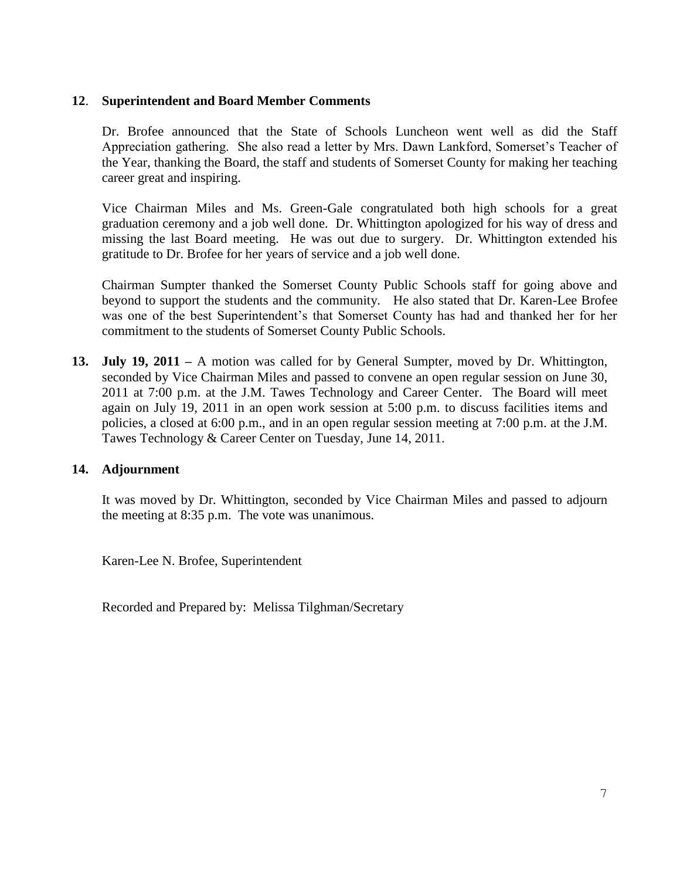**12**. **Superintendent and Board Member Comments**

Dr. Brofee announced that the State of Schools Luncheon went well as did the Staff Appreciation gathering. She also read a letter by Mrs. Dawn Lankford, Somerset's Teacher of the Year, thanking the Board, the staff and students of Somerset County for making her teaching career great and inspiring.

Vice Chairman Miles and Ms. Green-Gale congratulated both high schools for a great graduation ceremony and a job well done. Dr. Whittington apologized for his way of dress and missing the last Board meeting. He was out due to surgery. Dr. Whittington extended his gratitude to Dr. Brofee for her years of service and a job well done.

Chairman Sumpter thanked the Somerset County Public Schools staff for going above and beyond to support the students and the community. He also stated that Dr. Karen-Lee Brofee was one of the best Superintendent's that Somerset County has had and thanked her for her commitment to the students of Somerset County Public Schools.

**13. July 19, 2011 –** A motion was called for by General Sumpter, moved by Dr. Whittington, seconded by Vice Chairman Miles and passed to convene an open regular session on June 30, 2011 at 7:00 p.m. at the J.M. Tawes Technology and Career Center. The Board will meet again on July 19, 2011 in an open work session at 5:00 p.m. to discuss facilities items and policies, a closed at 6:00 p.m., and in an open regular session meeting at 7:00 p.m. at the J.M. Tawes Technology & Career Center on Tuesday, June 14, 2011.

**14. Adjournment**

It was moved by Dr. Whittington, seconded by Vice Chairman Miles and passed to adjourn the meeting at 8:35 p.m. The vote was unanimous.

Karen-Lee N. Brofee, Superintendent

Recorded and Prepared by: Melissa Tilghman/Secretary